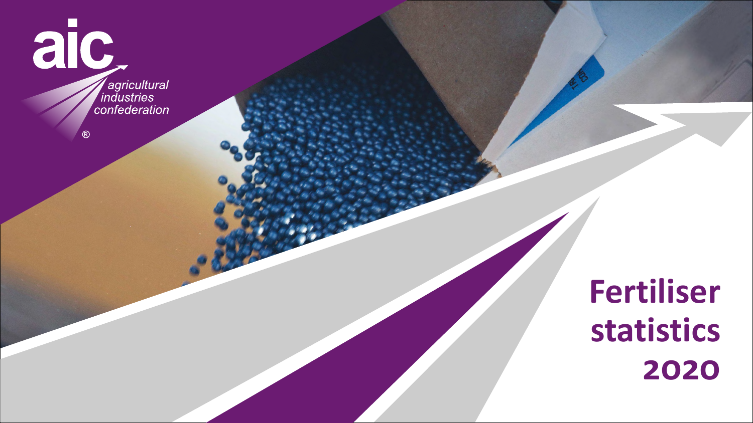aic

agricultural industries confederation®

# Fertiliser statistics 2020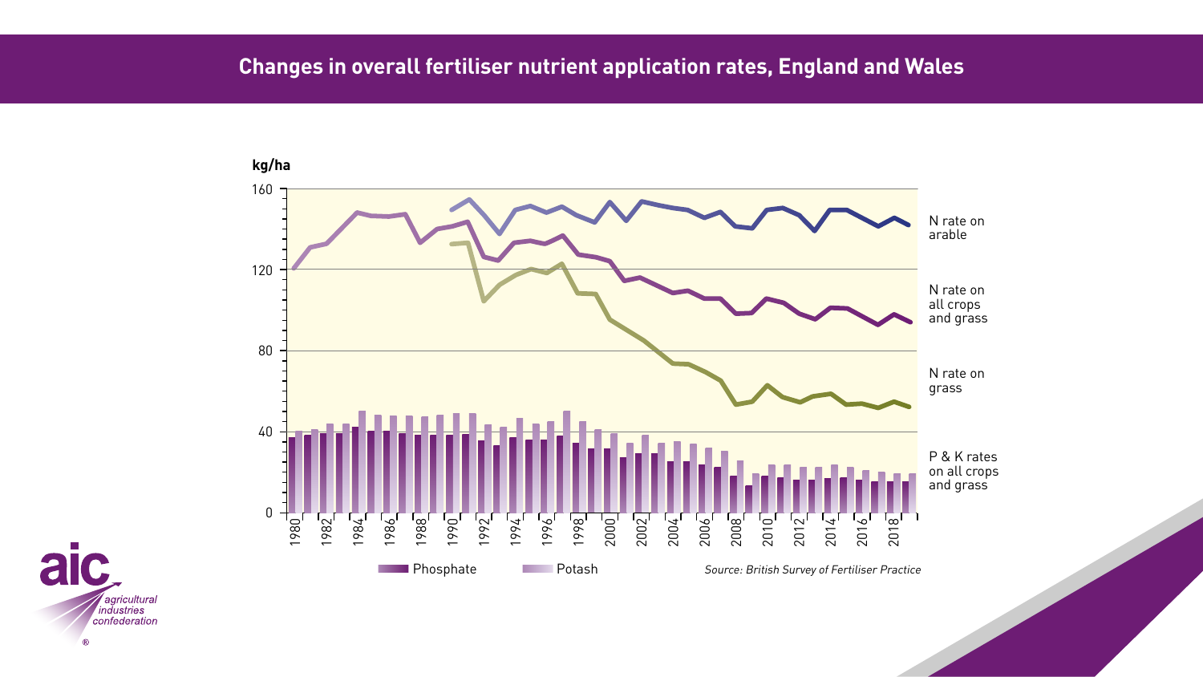# Changes in overall fertiliser nutrient application rates, England and Wales

kg/ha

N rate on arable

N rate on all crops and grass

N rate on grass

P & K rates on all crops and grass

Phosphate Potash

*Source: British Survey of Fertiliser Practice*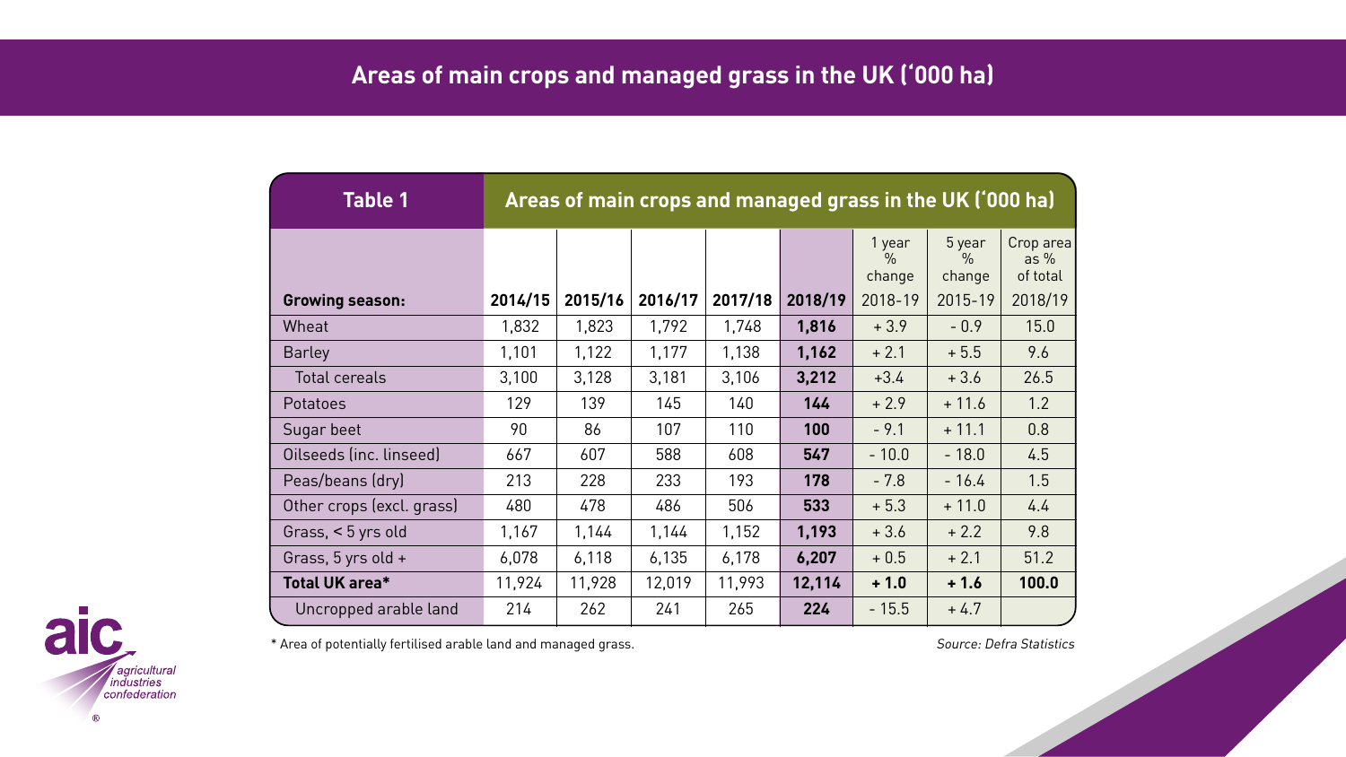# Areas of main crops and managed grass in the UK ('000 ha)

| Table 1 | Areas of main crops and managed grass in the UK ('000 ha) | | | | | | | |
|---|---|---|---|---|---|---|---|---|
| | | | | | | 1 year % change | 5 year % change | Crop area as % of total |
| **Growing season:** | **2014/15** | **2015/16** | **2016/17** | **2017/18** | **2018/19** | 2018-19 | 2015-19 | 2018/19 |
| Wheat | 1,832 | 1,823 | 1,792 | 1,748 | **1,816** | + 3.9 | - 0.9 | 15.0 |
| Barley | 1,101 | 1,122 | 1,177 | 1,138 | **1,162** | + 2.1 | + 5.5 | 9.6 |
| Total cereals | 3,100 | 3,128 | 3,181 | 3,106 | **3,212** | +3.4 | + 3.6 | 26.5 |
| Potatoes | 129 | 139 | 145 | 140 | **144** | + 2.9 | + 11.6 | 1.2 |
| Sugar beet | 90 | 86 | 107 | 110 | **100** | - 9.1 | + 11.1 | 0.8 |
| Oilseeds (inc. linseed) | 667 | 607 | 588 | 608 | **547** | - 10.0 | - 18.0 | 4.5 |
| Peas/beans (dry) | 213 | 228 | 233 | 193 | **178** | - 7.8 | - 16.4 | 1.5 |
| Other crops (excl. grass) | 480 | 478 | 486 | 506 | **533** | + 5.3 | + 11.0 | 4.4 |
| Grass, < 5 yrs old | 1,167 | 1,144 | 1,144 | 1,152 | **1,193** | + 3.6 | + 2.2 | 9.8 |
| Grass, 5 yrs old + | 6,078 | 6,118 | 6,135 | 6,178 | **6,207** | + 0.5 | + 2.1 | 51.2 |
| **Total UK area*** | 11,924 | 11,928 | 12,019 | 11,993 | **12,114** | **+ 1.0** | **+ 1.6** | **100.0** |
| Uncropped arable land | 214 | 262 | 241 | 265 | **224** | - 15.5 | + 4.7 | |

\* Area of potentially fertilised arable land and managed grass.

*Source: Defra Statistics*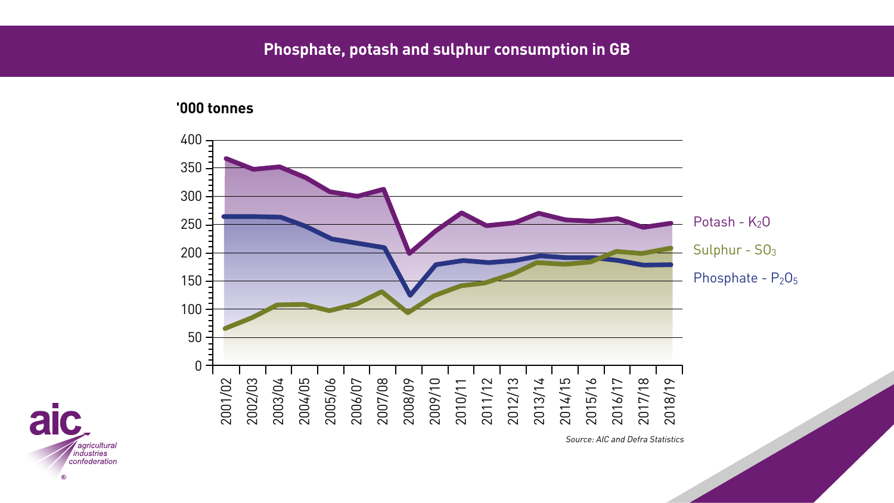# Phosphate, potash and sulphur consumption in GB

'000 tonnes

Potash - $K_2O$

Sulphur - $SO_3$

Phosphate - $P_2O_5$

*Source: AIC and Defra Statistics*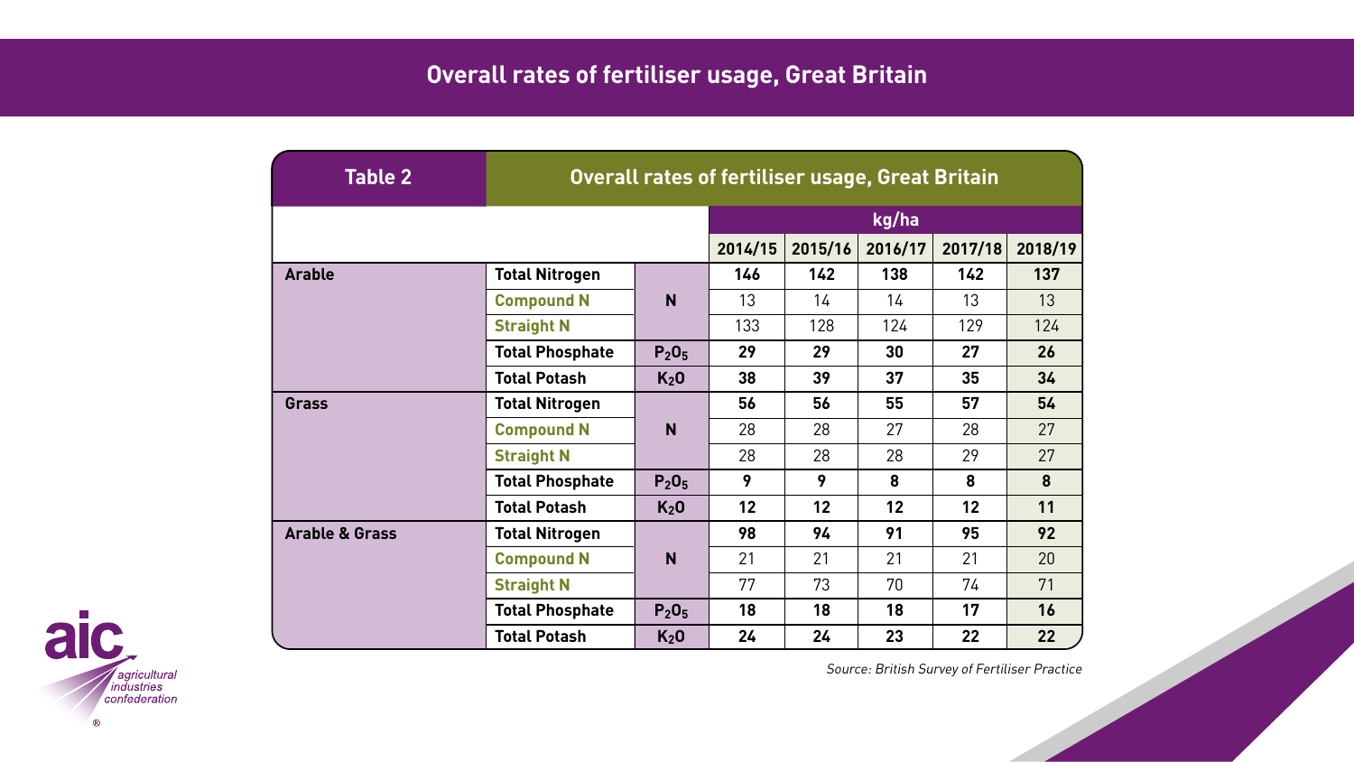# Overall rates of fertiliser usage, Great Britain

| Table 2 | Overall rates of fertiliser usage, Great Britain | | | | | | |
|---|---|---|---|---|---|---|---|
| | | | kg/ha | | | | |
| | | | 2014/15 | 2015/16 | 2016/17 | 2017/18 | 2018/19 |
| **Arable** | **Total Nitrogen** | **N** | **146** | **142** | **138** | **142** | **137** |
| | **Compound N** | | 13 | 14 | 14 | 13 | 13 |
| | **Straight N** | | 133 | 128 | 124 | 129 | 124 |
| | **Total Phosphate** | $P_2O_5$ | **29** | **29** | **30** | **27** | **26** |
| | **Total Potash** | $K_2O$ | **38** | **39** | **37** | **35** | **34** |
| **Grass** | **Total Nitrogen** | **N** | **56** | **56** | **55** | **57** | **54** |
| | **Compound N** | | 28 | 28 | 27 | 28 | 27 |
| | **Straight N** | | 28 | 28 | 28 | 29 | 27 |
| | **Total Phosphate** | $P_2O_5$ | **9** | **9** | **8** | **8** | **8** |
| | **Total Potash** | $K_2O$ | **12** | **12** | **12** | **12** | **11** |
| **Arable & Grass** | **Total Nitrogen** | **N** | **98** | **94** | **91** | **95** | **92** |
| | **Compound N** | | 21 | 21 | 21 | 21 | 20 |
| | **Straight N** | | 77 | 73 | 70 | 74 | 71 |
| | **Total Phosphate** | $P_2O_5$ | **18** | **18** | **18** | **17** | **16** |
| | **Total Potash** | $K_2O$ | **24** | **24** | **23** | **22** | **22** |

*Source: British Survey of Fertiliser Practice*

aic agricultural industries confederation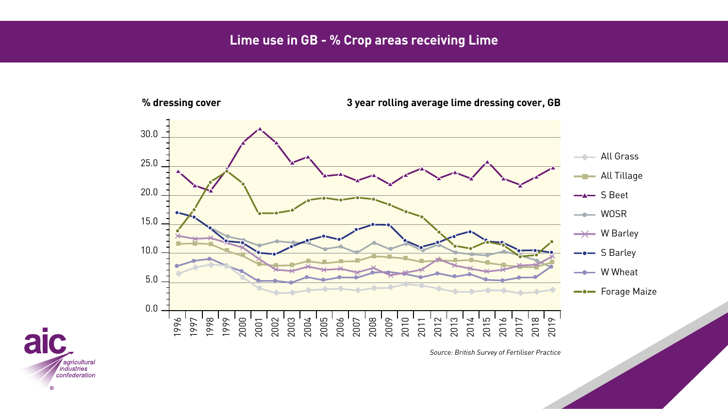# Lime use in GB - % Crop areas receiving Lime

**% dressing cover**

**3 year rolling average lime dressing cover, GB**

*Source: British Survey of Fertiliser Practice*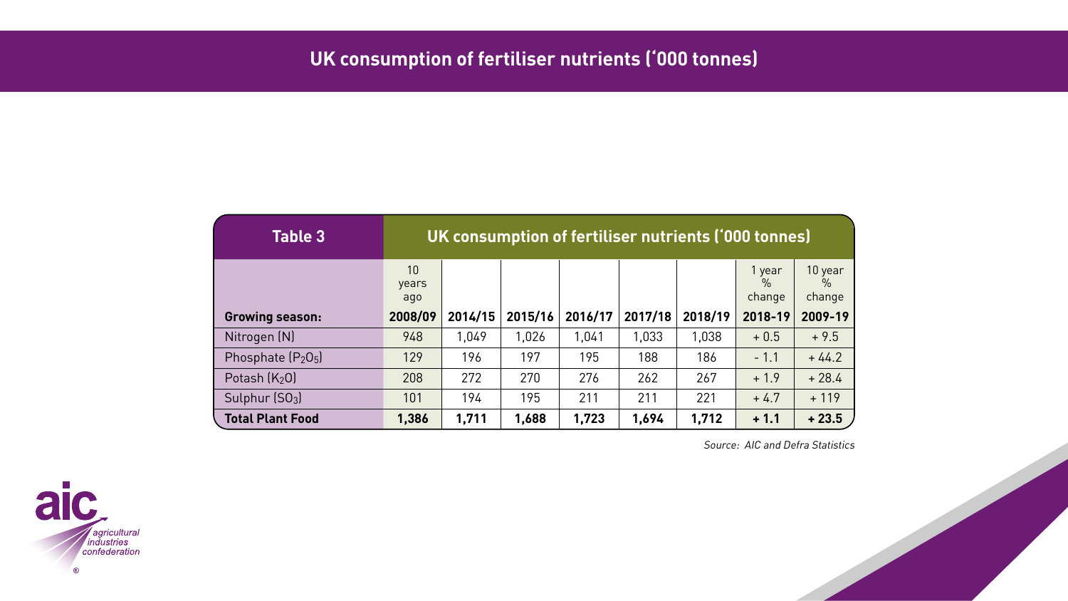# UK consumption of fertiliser nutrients ('000 tonnes)

| Table 3 | UK consumption of fertiliser nutrients ('000 tonnes) | | | | | | | |
|---|---|---|---|---|---|---|---|---|
| | 10 years ago | | | | | | 1 year % change | 10 year % change |
| **Growing season:** | **2008/09** | **2014/15** | **2015/16** | **2016/17** | **2017/18** | **2018/19** | **2018-19** | **2009-19** |
| Nitrogen (N) | 948 | 1,049 | 1,026 | 1,041 | 1,033 | 1,038 | + 0.5 | + 9.5 |
| Phosphate ($P_2O_5$) | 129 | 196 | 197 | 195 | 188 | 186 | - 1.1 | + 44.2 |
| Potash ($K_2O$) | 208 | 272 | 270 | 276 | 262 | 267 | + 1.9 | + 28.4 |
| Sulphur ($SO_3$) | 101 | 194 | 195 | 211 | 211 | 221 | + 4.7 | + 119 |
| **Total Plant Food** | **1,386** | **1,711** | **1,688** | **1,723** | **1,694** | **1,712** | **+ 1.1** | **+ 23.5** |

*Source: AIC and Defra Statistics*

aic agricultural industries confederation ®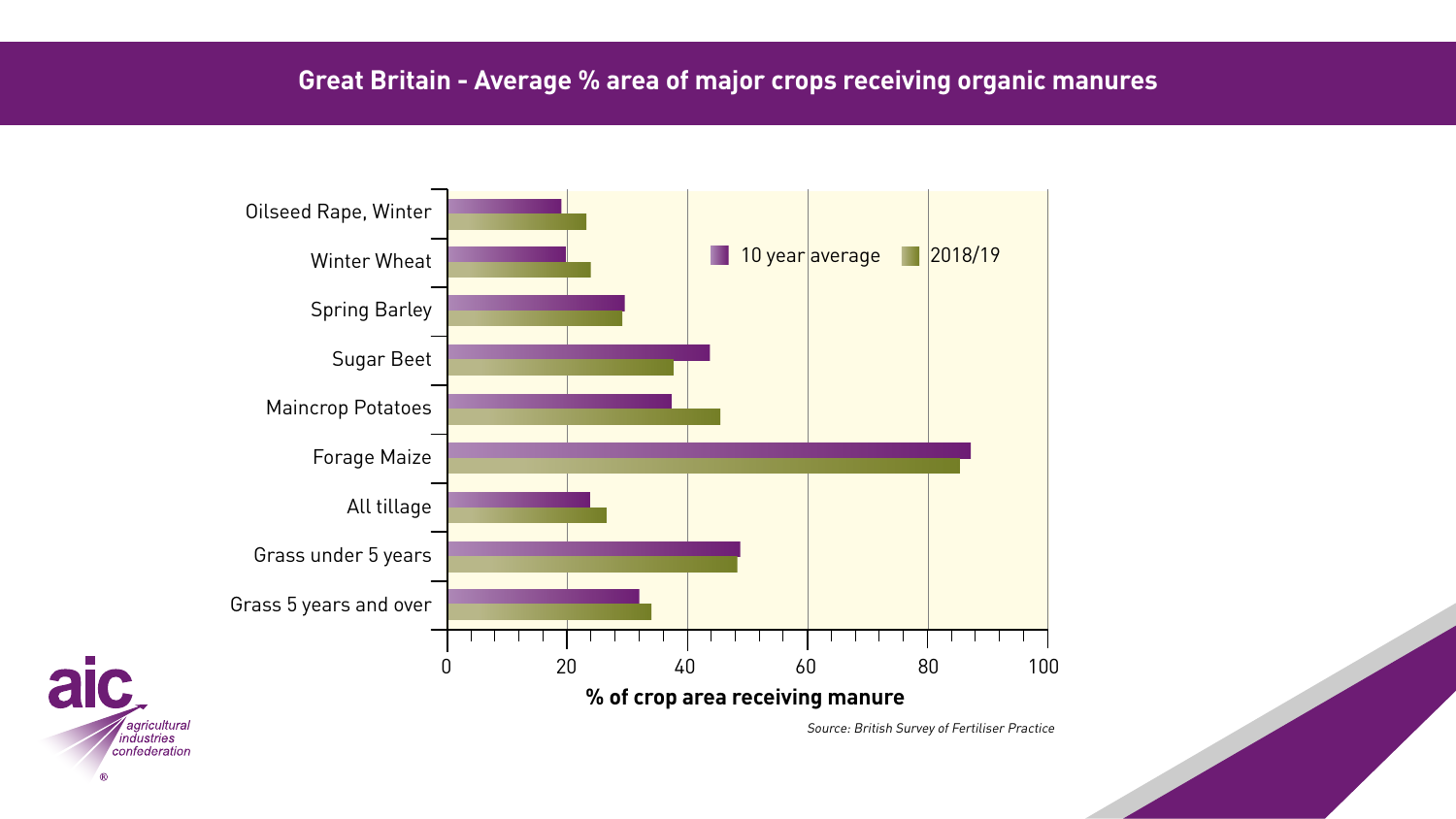## Great Britain - Average % area of major crops receiving organic manures

Oilseed Rape, Winter
Winter Wheat
Spring Barley
Sugar Beet
Maincrop Potatoes
Forage Maize
All tillage
Grass under 5 years
Grass 5 years and over

10 year average
2018/19

0
20
40
60
80
100

**% of crop area receiving manure**

*Source: British Survey of Fertiliser Practice*

aic
agricultural industries confederation